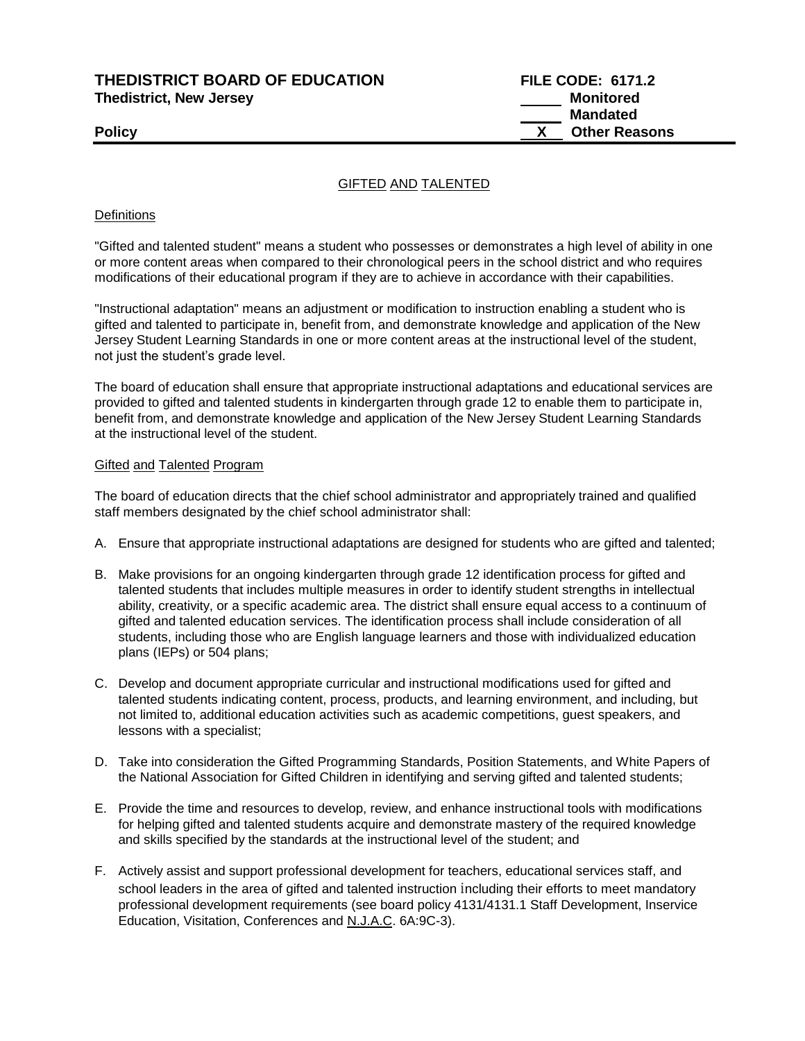**THEDISTRICT BOARD OF EDUCATION**
**Thedistrict, New Jersey**

**FILE CODE: 6171.2**
_____ **Monitored**
_____ **Mandated**
__X__ **Other Reasons**

**Policy**

GIFTED AND TALENTED

Definitions

"Gifted and talented student" means a student who possesses or demonstrates a high level of ability in one or more content areas when compared to their chronological peers in the school district and who requires modifications of their educational program if they are to achieve in accordance with their capabilities.

"Instructional adaptation" means an adjustment or modification to instruction enabling a student who is gifted and talented to participate in, benefit from, and demonstrate knowledge and application of the New Jersey Student Learning Standards in one or more content areas at the instructional level of the student, not just the student's grade level.

The board of education shall ensure that appropriate instructional adaptations and educational services are provided to gifted and talented students in kindergarten through grade 12 to enable them to participate in, benefit from, and demonstrate knowledge and application of the New Jersey Student Learning Standards at the instructional level of the student.

Gifted and Talented Program

The board of education directs that the chief school administrator and appropriately trained and qualified staff members designated by the chief school administrator shall:

A. Ensure that appropriate instructional adaptations are designed for students who are gifted and talented;

B. Make provisions for an ongoing kindergarten through grade 12 identification process for gifted and talented students that includes multiple measures in order to identify student strengths in intellectual ability, creativity, or a specific academic area. The district shall ensure equal access to a continuum of gifted and talented education services. The identification process shall include consideration of all students, including those who are English language learners and those with individualized education plans (IEPs) or 504 plans;

C. Develop and document appropriate curricular and instructional modifications used for gifted and talented students indicating content, process, products, and learning environment, and including, but not limited to, additional education activities such as academic competitions, guest speakers, and lessons with a specialist;

D. Take into consideration the Gifted Programming Standards, Position Statements, and White Papers of the National Association for Gifted Children in identifying and serving gifted and talented students;

E. Provide the time and resources to develop, review, and enhance instructional tools with modifications for helping gifted and talented students acquire and demonstrate mastery of the required knowledge and skills specified by the standards at the instructional level of the student; and

F. Actively assist and support professional development for teachers, educational services staff, and school leaders in the area of gifted and talented instruction including their efforts to meet mandatory professional development requirements (see board policy 4131/4131.1 Staff Development, Inservice Education, Visitation, Conferences and N.J.A.C. 6A:9C-3).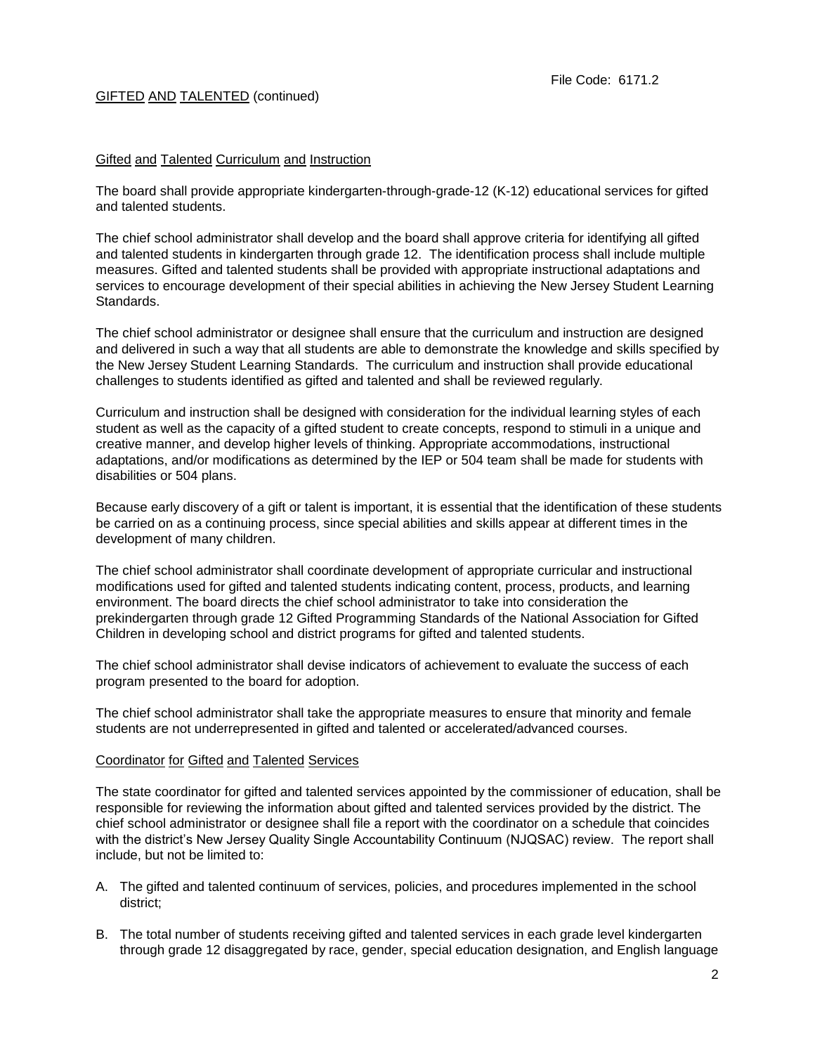GIFTED AND TALENTED (continued)

## Gifted and Talented Curriculum and Instruction

The board shall provide appropriate kindergarten-through-grade-12 (K-12) educational services for gifted and talented students.

The chief school administrator shall develop and the board shall approve criteria for identifying all gifted and talented students in kindergarten through grade 12. The identification process shall include multiple measures. Gifted and talented students shall be provided with appropriate instructional adaptations and services to encourage development of their special abilities in achieving the New Jersey Student Learning Standards.

The chief school administrator or designee shall ensure that the curriculum and instruction are designed and delivered in such a way that all students are able to demonstrate the knowledge and skills specified by the New Jersey Student Learning Standards. The curriculum and instruction shall provide educational challenges to students identified as gifted and talented and shall be reviewed regularly.

Curriculum and instruction shall be designed with consideration for the individual learning styles of each student as well as the capacity of a gifted student to create concepts, respond to stimuli in a unique and creative manner, and develop higher levels of thinking. Appropriate accommodations, instructional adaptations, and/or modifications as determined by the IEP or 504 team shall be made for students with disabilities or 504 plans.

Because early discovery of a gift or talent is important, it is essential that the identification of these students be carried on as a continuing process, since special abilities and skills appear at different times in the development of many children.

The chief school administrator shall coordinate development of appropriate curricular and instructional modifications used for gifted and talented students indicating content, process, products, and learning environment. The board directs the chief school administrator to take into consideration the prekindergarten through grade 12 Gifted Programming Standards of the National Association for Gifted Children in developing school and district programs for gifted and talented students.

The chief school administrator shall devise indicators of achievement to evaluate the success of each program presented to the board for adoption.

The chief school administrator shall take the appropriate measures to ensure that minority and female students are not underrepresented in gifted and talented or accelerated/advanced courses.

## Coordinator for Gifted and Talented Services

The state coordinator for gifted and talented services appointed by the commissioner of education, shall be responsible for reviewing the information about gifted and talented services provided by the district. The chief school administrator or designee shall file a report with the coordinator on a schedule that coincides with the district's New Jersey Quality Single Accountability Continuum (NJQSAC) review. The report shall include, but not be limited to:

A. The gifted and talented continuum of services, policies, and procedures implemented in the school district;

B. The total number of students receiving gifted and talented services in each grade level kindergarten through grade 12 disaggregated by race, gender, special education designation, and English language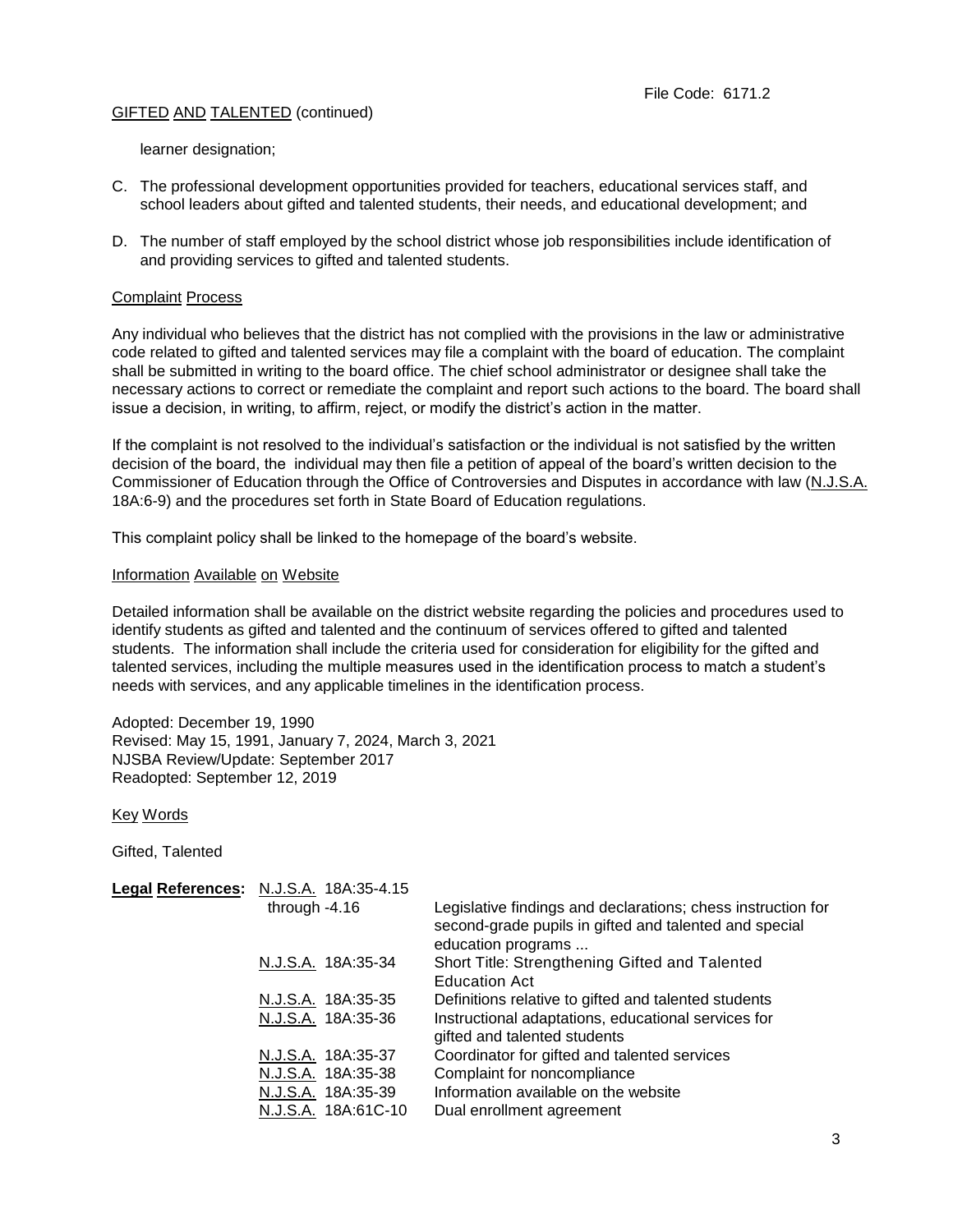learner designation;

C. The professional development opportunities provided for teachers, educational services staff, and school leaders about gifted and talented students, their needs, and educational development; and

D. The number of staff employed by the school district whose job responsibilities include identification of and providing services to gifted and talented students.

Complaint Process

Any individual who believes that the district has not complied with the provisions in the law or administrative code related to gifted and talented services may file a complaint with the board of education. The complaint shall be submitted in writing to the board office. The chief school administrator or designee shall take the necessary actions to correct or remediate the complaint and report such actions to the board. The board shall issue a decision, in writing, to affirm, reject, or modify the district's action in the matter.

If the complaint is not resolved to the individual's satisfaction or the individual is not satisfied by the written decision of the board, the individual may then file a petition of appeal of the board's written decision to the Commissioner of Education through the Office of Controversies and Disputes in accordance with law (N.J.S.A. 18A:6-9) and the procedures set forth in State Board of Education regulations.

This complaint policy shall be linked to the homepage of the board's website.

Information Available on Website

Detailed information shall be available on the district website regarding the policies and procedures used to identify students as gifted and talented and the continuum of services offered to gifted and talented students. The information shall include the criteria used for consideration for eligibility for the gifted and talented services, including the multiple measures used in the identification process to match a student's needs with services, and any applicable timelines in the identification process.

Adopted: December 19, 1990
Revised: May 15, 1991, January 7, 2024, March 3, 2021
NJSBA Review/Update: September 2017
Readopted: September 12, 2019

Key Words

Gifted, Talented

| **Legal References:** | | |
|---|---|---|
| | N.J.S.A. 18A:35-4.15 through -4.16 | Legislative findings and declarations; chess instruction for second-grade pupils in gifted and talented and special education programs ... |
| | N.J.S.A. 18A:35-34 | Short Title: Strengthening Gifted and Talented Education Act |
| | N.J.S.A. 18A:35-35 | Definitions relative to gifted and talented students |
| | N.J.S.A. 18A:35-36 | Instructional adaptations, educational services for gifted and talented students |
| | N.J.S.A. 18A:35-37 | Coordinator for gifted and talented services |
| | N.J.S.A. 18A:35-38 | Complaint for noncompliance |
| | N.J.S.A. 18A:35-39 | Information available on the website |
| | N.J.S.A. 18A:61C-10 | Dual enrollment agreement |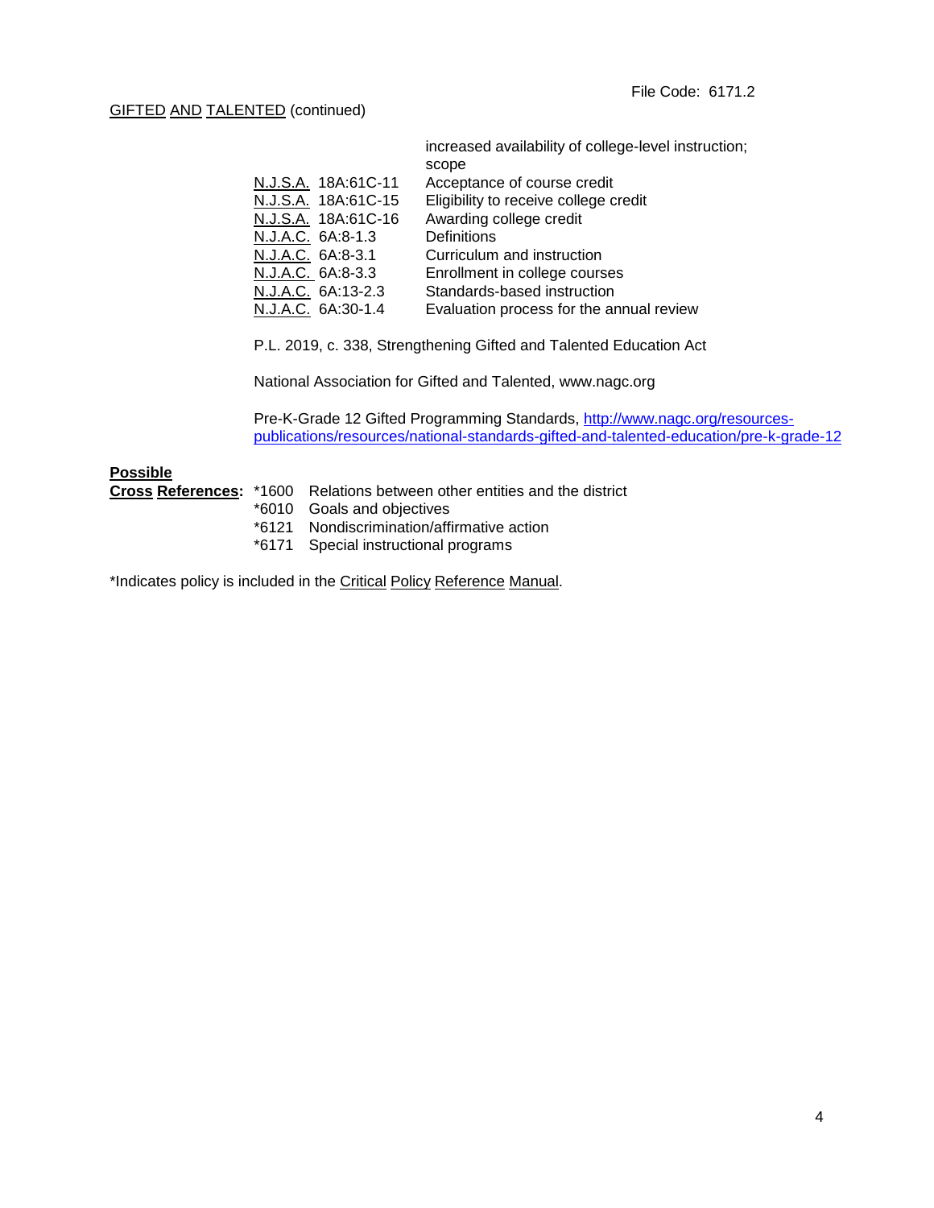GIFTED AND TALENTED (continued)

| | |
|---|---|
| | increased availability of college-level instruction; scope |
| N.J.S.A. 18A:61C-11 | Acceptance of course credit |
| N.J.S.A. 18A:61C-15 | Eligibility to receive college credit |
| N.J.S.A. 18A:61C-16 | Awarding college credit |
| N.J.A.C. 6A:8-1.3 | Definitions |
| N.J.A.C. 6A:8-3.1 | Curriculum and instruction |
| N.J.A.C. 6A:8-3.3 | Enrollment in college courses |
| N.J.A.C. 6A:13-2.3 | Standards-based instruction |
| N.J.A.C. 6A:30-1.4 | Evaluation process for the annual review |

P.L. 2019, c. 338, Strengthening Gifted and Talented Education Act

National Association for Gifted and Talented, www.nagc.org

Pre-K-Grade 12 Gifted Programming Standards, http://www.nagc.org/resources-publications/resources/national-standards-gifted-and-talented-education/pre-k-grade-12

**Possible Cross References:**

*1600 Relations between other entities and the district
*6010 Goals and objectives
*6121 Nondiscrimination/affirmative action
*6171 Special instructional programs

*Indicates policy is included in the Critical Policy Reference Manual.